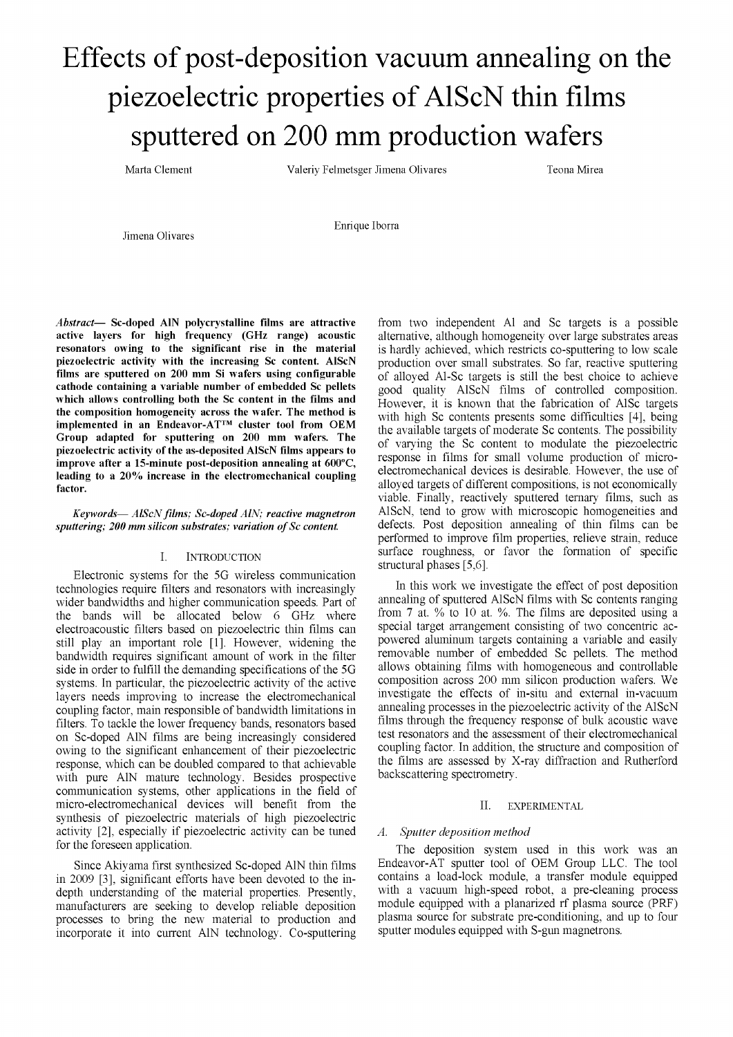# Effects of post-deposition vacuum annealing on the piezoelectric properties of AlScN thin films sputtered on 200 mm production wafers

Marta Clement Valeriy Felmetsger Jimena Olivares Teona Mirea

Jimena Olivares Enrique Iborra

***Abstract*— Sc-doped AlN polycrystalline films are attractive active layers for high frequency (GHz range) acoustic resonators owing to the significant rise in the material piezoelectric activity with the increasing Sc content. AlScN films are sputtered on 200 mm Si wafers using configurable cathode containing a variable number of embedded Sc pellets which allows controlling both the Sc content in the films and the composition homogeneity across the wafer. The method is implemented in an Endeavor-AT™ cluster tool from OEM Group adapted for sputtering on 200 mm wafers. The piezoelectric activity of the as-deposited AlScN films appears to improve after a 15-minute post-deposition annealing at 600ºC, leading to a 20% increase in the electromechanical coupling factor.**

***Keywords*— *AlScN films; Sc-doped AlN; reactive magnetron sputtering; 200 mm silicon substrates; variation of Sc content.***

## I. Introduction

Electronic systems for the 5G wireless communication technologies require filters and resonators with increasingly wider bandwidths and higher communication speeds. Part of the bands will be allocated below 6 GHz where electroacoustic filters based on piezoelectric thin films can still play an important role [1]. However, widening the bandwidth requires significant amount of work in the filter side in order to fulfill the demanding specifications of the 5G systems. In particular, the piezoelectric activity of the active layers needs improving to increase the electromechanical coupling factor, main responsible of bandwidth limitations in filters. To tackle the lower frequency bands, resonators based on Sc-doped AlN films are being increasingly considered owing to the significant enhancement of their piezoelectric response, which can be doubled compared to that achievable with pure AlN mature technology. Besides prospective communication systems, other applications in the field of micro-electromechanical devices will benefit from the synthesis of piezoelectric materials of high piezoelectric activity [2], especially if piezoelectric activity can be tuned for the foreseen application.

Since Akiyama first synthesized Sc-doped AlN thin films in 2009 [3], significant efforts have been devoted to the in-depth understanding of the material properties. Presently, manufacturers are seeking to develop reliable deposition processes to bring the new material to production and incorporate it into current AlN technology. Co-sputtering from two independent Al and Sc targets is a possible alternative, although homogeneity over large substrates areas is hardly achieved, which restricts co-sputtering to low scale production over small substrates. So far, reactive sputtering of alloyed Al-Sc targets is still the best choice to achieve good quality AlScN films of controlled composition. However, it is known that the fabrication of AlSc targets with high Sc contents presents some difficulties [4], being the available targets of moderate Sc contents. The possibility of varying the Sc content to modulate the piezoelectric response in films for small volume production of micro-electromechanical devices is desirable. However, the use of alloyed targets of different compositions, is not economically viable. Finally, reactively sputtered ternary films, such as AlScN, tend to grow with microscopic homogeneities and defects. Post deposition annealing of thin films can be performed to improve film properties, relieve strain, reduce surface roughness, or favor the formation of specific structural phases [5,6].

In this work we investigate the effect of post deposition annealing of sputtered AlScN films with Sc contents ranging from 7 at. % to 10 at. %. The films are deposited using a special target arrangement consisting of two concentric ac-powered aluminum targets containing a variable and easily removable number of embedded Sc pellets. The method allows obtaining films with homogeneous and controllable composition across 200 mm silicon production wafers. We investigate the effects of in-situ and external in-vacuum annealing processes in the piezoelectric activity of the AlScN films through the frequency response of bulk acoustic wave test resonators and the assessment of their electromechanical coupling factor. In addition, the structure and composition of the films are assessed by X-ray diffraction and Rutherford backscattering spectrometry.

## II. Experimental

### *A. Sputter deposition method*

The deposition system used in this work was an Endeavor-AT sputter tool of OEM Group LLC. The tool contains a load-lock module, a transfer module equipped with a vacuum high-speed robot, a pre-cleaning process module equipped with a planarized rf plasma source (PRF) plasma source for substrate pre-conditioning, and up to four sputter modules equipped with S-gun magnetrons.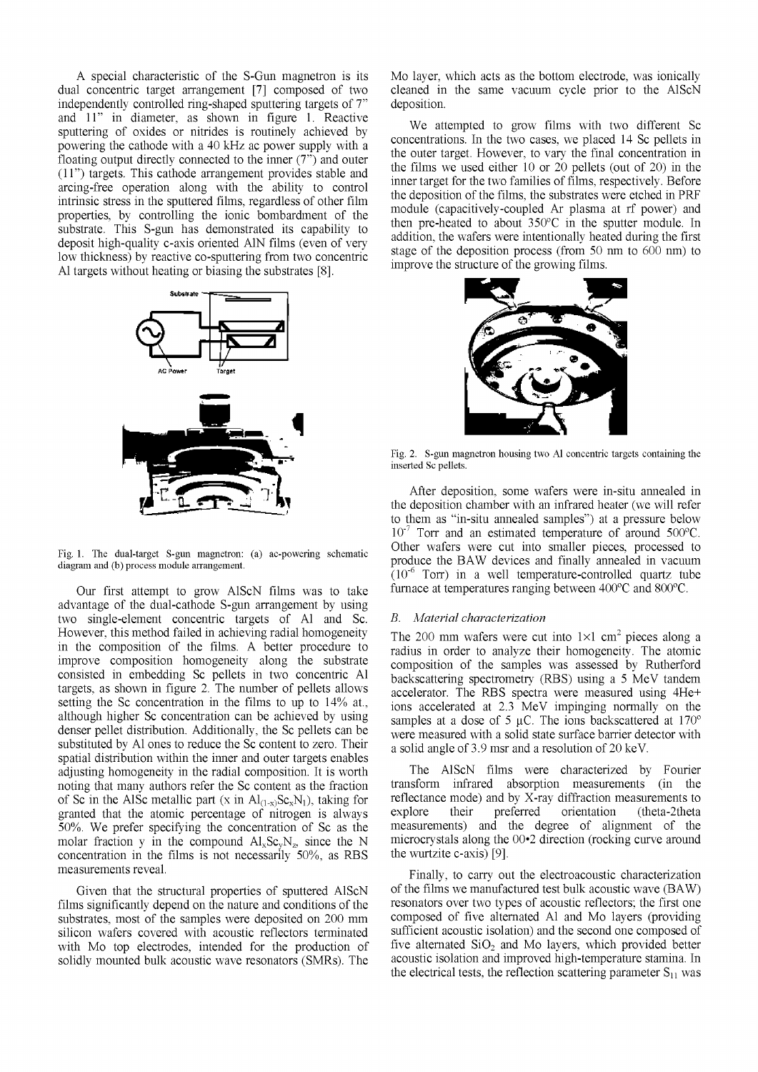A special characteristic of the S-Gun magnetron is its dual concentric target arrangement [7] composed of two independently controlled ring-shaped sputtering targets of 7" and 11" in diameter, as shown in figure 1. Reactive sputtering of oxides or nitrides is routinely achieved by powering the cathode with a 40 kHz ac power supply with a floating output directly connected to the inner (7") and outer (11") targets. This cathode arrangement provides stable and arcing-free operation along with the ability to control intrinsic stress in the sputtered films, regardless of other film properties, by controlling the ionic bombardment of the substrate. This S-gun has demonstrated its capability to deposit high-quality c-axis oriented AlN films (even of very low thickness) by reactive co-sputtering from two concentric Al targets without heating or biasing the substrates [8].

Fig. 1. The dual-target S-gun magnetron: (a) ac-powering schematic diagram and (b) process module arrangement.

Our first attempt to grow AlScN films was to take advantage of the dual-cathode S-gun arrangement by using two single-element concentric targets of Al and Sc. However, this method failed in achieving radial homogeneity in the composition of the films. A better procedure to improve composition homogeneity along the substrate consisted in embedding Sc pellets in two concentric Al targets, as shown in figure 2. The number of pellets allows setting the Sc concentration in the films to up to 14% at., although higher Sc concentration can be achieved by using denser pellet distribution. Additionally, the Sc pellets can be substituted by Al ones to reduce the Sc content to zero. Their spatial distribution within the inner and outer targets enables adjusting homogeneity in the radial composition. It is worth noting that many authors refer the Sc content as the fraction of Sc in the AlSc metallic part (x in $Al_{(1-x)}Sc_xN_1$), taking for granted that the atomic percentage of nitrogen is always 50%. We prefer specifying the concentration of Sc as the molar fraction y in the compound $Al_xSc_yN_z$, since the N concentration in the films is not necessarily 50%, as RBS measurements reveal.

Given that the structural properties of sputtered AlScN films significantly depend on the nature and conditions of the substrates, most of the samples were deposited on 200 mm silicon wafers covered with acoustic reflectors terminated with Mo top electrodes, intended for the production of solidly mounted bulk acoustic wave resonators (SMRs). The Mo layer, which acts as the bottom electrode, was ionically cleaned in the same vacuum cycle prior to the AlScN deposition.

We attempted to grow films with two different Sc concentrations. In the two cases, we placed 14 Sc pellets in the outer target. However, to vary the final concentration in the films we used either 10 or 20 pellets (out of 20) in the inner target for the two families of films, respectively. Before the deposition of the films, the substrates were etched in PRF module (capacitively-coupled Ar plasma at rf power) and then pre-heated to about 350ºC in the sputter module. In addition, the wafers were intentionally heated during the first stage of the deposition process (from 50 nm to 600 nm) to improve the structure of the growing films.

Fig. 2. S-gun magnetron housing two Al concentric targets containing the inserted Sc pellets.

After deposition, some wafers were in-situ annealed in the deposition chamber with an infrared heater (we will refer to them as "in-situ annealed samples") at a pressure below $10^{-7}$ Torr and an estimated temperature of around 500ºC. Other wafers were cut into smaller pieces, processed to produce the BAW devices and finally annealed in vacuum ($10^{-6}$ Torr) in a well temperature-controlled quartz tube furnace at temperatures ranging between 400ºC and 800ºC.

### *B. Material characterization*

The 200 mm wafers were cut into 1×1 $cm^2$ pieces along a radius in order to analyze their homogeneity. The atomic composition of the samples was assessed by Rutherford backscattering spectrometry (RBS) using a 5 MeV tandem accelerator. The RBS spectra were measured using $4He+$ ions accelerated at 2.3 MeV impinging normally on the samples at a dose of 5 µC. The ions backscattered at 170º were measured with a solid state surface barrier detector with a solid angle of 3.9 msr and a resolution of 20 keV.

The AlScN films were characterized by Fourier transform infrared absorption measurements (in the reflectance mode) and by X-ray diffraction measurements to explore their preferred orientation (theta-2theta measurements) and the degree of alignment of the microcrystals along the 00•2 direction (rocking curve around the wurtzite c-axis) [9].

Finally, to carry out the electroacoustic characterization of the films we manufactured test bulk acoustic wave (BAW) resonators over two types of acoustic reflectors; the first one composed of five alternated Al and Mo layers (providing sufficient acoustic isolation) and the second one composed of five alternated $SiO_2$ and Mo layers, which provided better acoustic isolation and improved high-temperature stamina. In the electrical tests, the reflection scattering parameter $S_{11}$ was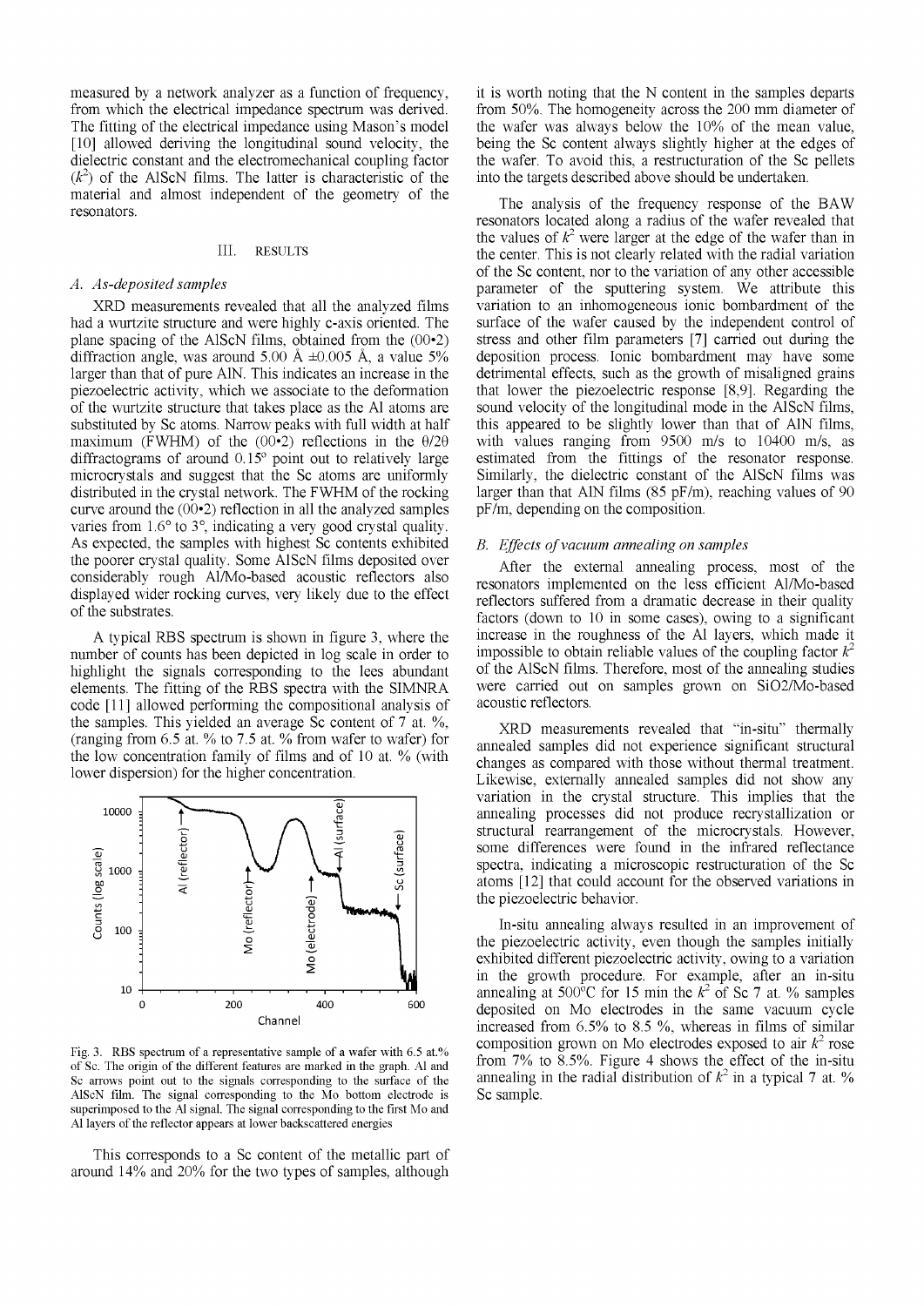measured by a network analyzer as a function of frequency, from which the electrical impedance spectrum was derived. The fitting of the electrical impedance using Mason's model [10] allowed deriving the longitudinal sound velocity, the dielectric constant and the electromechanical coupling factor ($k^2$) of the AlScN films. The latter is characteristic of the material and almost independent of the geometry of the resonators.

## III. RESULTS

### *A. As-deposited samples*

XRD measurements revealed that all the analyzed films had a wurtzite structure and were highly c-axis oriented. The plane spacing of the AlScN films, obtained from the (00•2) diffraction angle, was around 5.00 Å ±0.005 Å, a value 5% larger than that of pure AlN. This indicates an increase in the piezoelectric activity, which we associate to the deformation of the wurtzite structure that takes place as the Al atoms are substituted by Sc atoms. Narrow peaks with full width at half maximum (FWHM) of the (00•2) reflections in the θ/2θ diffractograms of around 0.15º point out to relatively large microcrystals and suggest that the Sc atoms are uniformly distributed in the crystal network. The FWHM of the rocking curve around the (00•2) reflection in all the analyzed samples varies from 1.6° to 3°, indicating a very good crystal quality. As expected, the samples with highest Sc contents exhibited the poorer crystal quality. Some AlScN films deposited over considerably rough Al/Mo-based acoustic reflectors also displayed wider rocking curves, very likely due to the effect of the substrates.

A typical RBS spectrum is shown in figure 3, where the number of counts has been depicted in log scale in order to highlight the signals corresponding to the lees abundant elements. The fitting of the RBS spectra with the SIMNRA code [11] allowed performing the compositional analysis of the samples. This yielded an average Sc content of 7 at. %, (ranging from 6.5 at. % to 7.5 at. % from wafer to wafer) for the low concentration family of films and of 10 at. % (with lower dispersion) for the higher concentration.

Fig. 3. RBS spectrum of a representative sample of a wafer with 6.5 at.% of Sc. The origin of the different features are marked in the graph. Al and Sc arrows point out to the signals corresponding to the surface of the AlScN film. The signal corresponding to the Mo bottom electrode is superimposed to the Al signal. The signal corresponding to the first Mo and Al layers of the reflector appears at lower backscattered energies

This corresponds to a Sc content of the metallic part of around 14% and 20% for the two types of samples, although it is worth noting that the N content in the samples departs from 50%. The homogeneity across the 200 mm diameter of the wafer was always below the 10% of the mean value, being the Sc content always slightly higher at the edges of the wafer. To avoid this, a restructuration of the Sc pellets into the targets described above should be undertaken.

The analysis of the frequency response of the BAW resonators located along a radius of the wafer revealed that the values of $k^2$ were larger at the edge of the wafer than in the center. This is not clearly related with the radial variation of the Sc content, nor to the variation of any other accessible parameter of the sputtering system. We attribute this variation to an inhomogeneous ionic bombardment of the surface of the wafer caused by the independent control of stress and other film parameters [7] carried out during the deposition process. Ionic bombardment may have some detrimental effects, such as the growth of misaligned grains that lower the piezoelectric response [8,9]. Regarding the sound velocity of the longitudinal mode in the AlScN films, this appeared to be slightly lower than that of AlN films, with values ranging from 9500 m/s to 10400 m/s, as estimated from the fittings of the resonator response. Similarly, the dielectric constant of the AlScN films was larger than that AlN films (85 pF/m), reaching values of 90 pF/m, depending on the composition.

### *B. Effects of vacuum annealing on samples*

After the external annealing process, most of the resonators implemented on the less efficient Al/Mo-based reflectors suffered from a dramatic decrease in their quality factors (down to 10 in some cases), owing to a significant increase in the roughness of the Al layers, which made it impossible to obtain reliable values of the coupling factor $k^2$ of the AlScN films. Therefore, most of the annealing studies were carried out on samples grown on SiO2/Mo-based acoustic reflectors.

XRD measurements revealed that "in-situ" thermally annealed samples did not experience significant structural changes as compared with those without thermal treatment. Likewise, externally annealed samples did not show any variation in the crystal structure. This implies that the annealing processes did not produce recrystallization or structural rearrangement of the microcrystals. However, some differences were found in the infrared reflectance spectra, indicating a microscopic restructuration of the Sc atoms [12] that could account for the observed variations in the piezoelectric behavior.

In-situ annealing always resulted in an improvement of the piezoelectric activity, even though the samples initially exhibited different piezoelectric activity, owing to a variation in the growth procedure. For example, after an in-situ annealing at 500°C for 15 min the $k^2$ of Sc 7 at. % samples deposited on Mo electrodes in the same vacuum cycle increased from 6.5% to 8.5 %, whereas in films of similar composition grown on Mo electrodes exposed to air $k^2$ rose from 7% to 8.5%. Figure 4 shows the effect of the in-situ annealing in the radial distribution of $k^2$ in a typical 7 at. % Sc sample.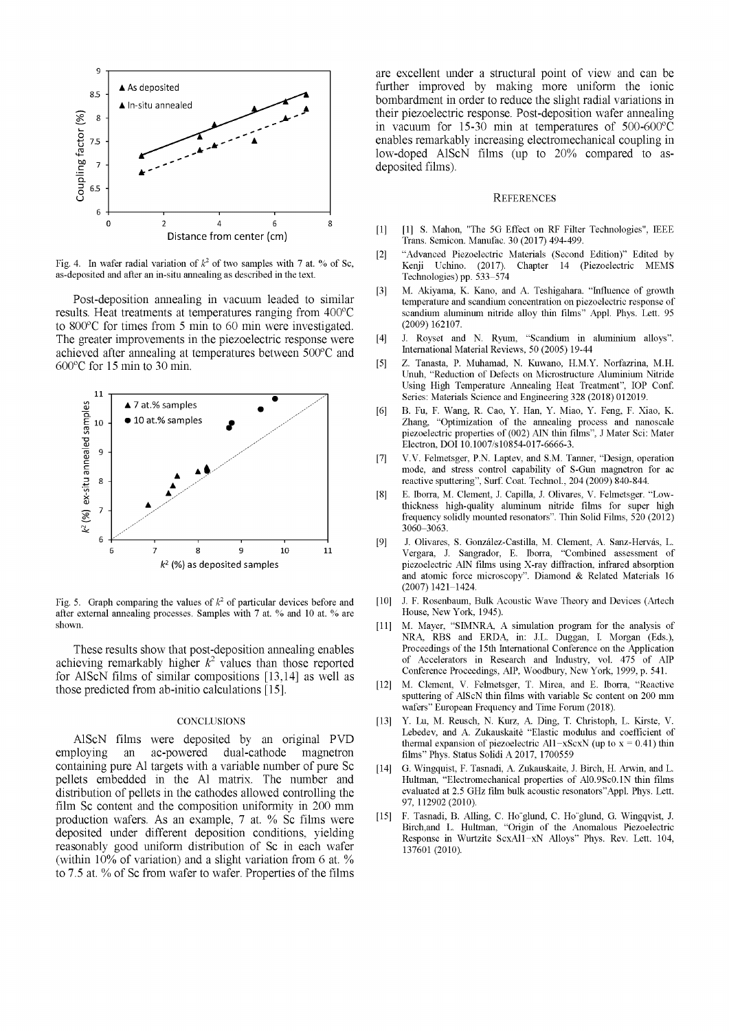9
8.5
8
7.5
7
6.5
6
0 2 4 6 8
Coupling factor (%)
Distance from center (cm)
▲ As deposited
▲ In-situ annealed

Fig. 4. In wafer radial variation of $k^2$ of two samples with 7 at. % of Sc, as-deposited and after an in-situ annealing as described in the text.

Post-deposition annealing in vacuum leaded to similar results. Heat treatments at temperatures ranging from 400ºC to 800ºC for times from 5 min to 60 min were investigated. The greater improvements in the piezoelectric response were achieved after annealing at temperatures between 500ºC and 600ºC for 15 min to 30 min.

11
10
9
8
7
6
6 7 8 9 10 11
$k^2$ (%) ex-situ annealed samples
$k^2$ (%) as deposited samples
▲ 7 at.% samples
● 10 at.% samples

Fig. 5. Graph comparing the values of $k^2$ of particular devices before and after external annealing processes. Samples with 7 at. % and 10 at. % are shown.

These results show that post-deposition annealing enables achieving remarkably higher $k^2$ values than those reported for AlScN films of similar compositions [13,14] as well as those predicted from ab-initio calculations [15].

## CONCLUSIONS

AlScN films were deposited by an original PVD employing an ac-powered dual-cathode magnetron containing pure Al targets with a variable number of pure Sc pellets embedded in the Al matrix. The number and distribution of pellets in the cathodes allowed controlling the film Sc content and the composition uniformity in 200 mm production wafers. As an example, 7 at. % Sc films were deposited under different deposition conditions, yielding reasonably good uniform distribution of Sc in each wafer (within 10% of variation) and a slight variation from 6 at. % to 7.5 at. % of Sc from wafer to wafer. Properties of the films are excellent under a structural point of view and can be further improved by making more uniform the ionic bombardment in order to reduce the slight radial variations in their piezoelectric response. Post-deposition wafer annealing in vacuum for 15-30 min at temperatures of 500-600ºC enables remarkably increasing electromechanical coupling in low-doped AlScN films (up to 20% compared to as-deposited films).

## REFERENCES

[1] [1] S. Mahon, "The 5G Effect on RF Filter Technologies", IEEE Trans. Semicon. Manufac. 30 (2017) 494-499.

[2] "Advanced Piezoelectric Materials (Second Edition)" Edited by Kenji Uchino. (2017). Chapter 14 (Piezoelectric MEMS Technologies) pp. 533–574

[3] M. Akiyama, K. Kano, and A. Teshigahara. "Influence of growth temperature and scandium concentration on piezoelectric response of scandium aluminum nitride alloy thin films" Appl. Phys. Lett. 95 (2009) 162107.

[4] J. Royset and N. Ryum, "Scandium in aluminium alloys". International Material Reviews, 50 (2005) 19-44

[5] Z. Tanasta, P. Muhamad, N. Kuwano, H.M.Y. Norfazrina, M.H. Unuh, "Reduction of Defects on Microstructure Aluminium Nitride Using High Temperature Annealing Heat Treatment", IOP Conf. Series: Materials Science and Engineering 328 (2018) 012019.

[6] B. Fu, F. Wang, R. Cao, Y. Han, Y. Miao, Y. Feng, F. Xiao, K. Zhang, "Optimization of the annealing process and nanoscale piezoelectric properties of (002) AlN thin films", J Mater Sci: Mater Electron, DOI 10.1007/s10854-017-6666-3.

[7] V.V. Felmetsger, P.N. Laptev, and S.M. Tanner, "Design, operation mode, and stress control capability of S-Gun magnetron for ac reactive sputtering", Surf. Coat. Technol., 204 (2009) 840-844.

[8] E. Iborra, M. Clement, J. Capilla, J. Olivares, V. Felmetsger. "Low-thickness high-quality aluminum nitride films for super high frequency solidly mounted resonators". Thin Solid Films, 520 (2012) 3060–3063.

[9] J. Olivares, S. González-Castilla, M. Clement, A. Sanz-Hervás, L. Vergara, J. Sangrador, E. Iborra, "Combined assessment of piezoelectric AlN films using X-ray diffraction, infrared absorption and atomic force microscopy". Diamond & Related Materials 16 (2007) 1421–1424.

[10] J. F. Rosenbaum, Bulk Acoustic Wave Theory and Devices (Artech House, New York, 1945).

[11] M. Mayer, "SIMNRA, A simulation program for the analysis of NRA, RBS and ERDA, in: J.L. Duggan, I. Morgan (Eds.), Proceedings of the 15th International Conference on the Application of Accelerators in Research and Industry, vol. 475 of AIP Conference Proceedings, AIP, Woodbury, New York, 1999, p. 541.

[12] M. Clement, V. Felmetsger, T. Mirea, and E. Iborra, "Reactive sputtering of AlScN thin films with variable Sc content on 200 mm wafers" European Frequency and Time Forum (2018).

[13] Y. Lu, M. Reusch, N. Kurz, A. Ding, T. Christoph, L. Kirste, V. Lebedev, and A. Zukauskaitė "Elastic modulus and coefficient of thermal expansion of piezoelectric Al1−xScxN (up to x = 0.41) thin films" Phys. Status Solidi A 2017, 1700559

[14] G. Wingquist, F. Tasnadi, A. Zukauskaite, J. Birch, H. Arwin, and L. Hultman, "Electromechanical properties of Al0.9Sc0.1N thin films evaluated at 2.5 GHz film bulk acoustic resonators"Appl. Phys. Lett. 97, 112902 (2010).

[15] F. Tasnadi, B. Alling, C. Ho¨glund, G. Wingqvist, J. Birch,and L. Hultman, "Origin of the Anomalous Piezoelectric Response in Wurtzite ScxAl1−xN Alloys" Phys. Rev. Lett. 104, 137601 (2010).